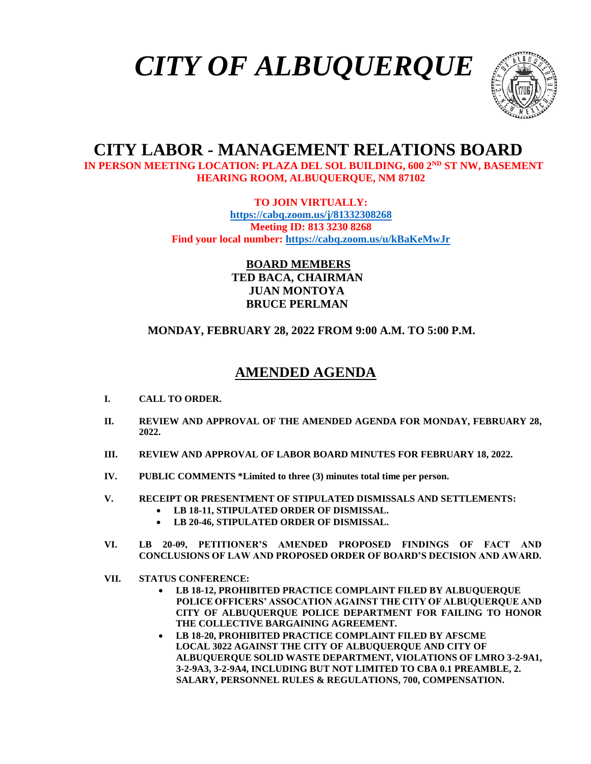# *CITY OF ALBUQUERQUE*

## CITY LABOR - MANAGEMENT RELATIONS BOARD

**IN PERSON MEETING LOCATION: PLAZA DEL SOL BUILDING, 600 2ND ST NW, BASEMENT HEARING ROOM, ALBUQUERQUE, NM 87102**

**TO JOIN VIRTUALLY:**
**https://cabq.zoom.us/j/81332308268**
**Meeting ID: 813 3230 8268**
**Find your local number: https://cabq.zoom.us/u/kBaKeMwJr**

**BOARD MEMBERS**
**TED BACA, CHAIRMAN**
**JUAN MONTOYA**
**BRUCE PERLMAN**

**MONDAY, FEBRUARY 28, 2022 FROM 9:00 A.M. TO 5:00 P.M.**

## AMENDED AGENDA

**I. CALL TO ORDER.**

**II. REVIEW AND APPROVAL OF THE AMENDED AGENDA FOR MONDAY, FEBRUARY 28, 2022.**

**III. REVIEW AND APPROVAL OF LABOR BOARD MINUTES FOR FEBRUARY 18, 2022.**

**IV. PUBLIC COMMENTS *Limited to three (3) minutes total time per person.**

**V. RECEIPT OR PRESENTMENT OF STIPULATED DISMISSALS AND SETTLEMENTS:**
- **LB 18-11, STIPULATED ORDER OF DISMISSAL.**
- **LB 20-46, STIPULATED ORDER OF DISMISSAL.**

**VI. LB 20-09, PETITIONER'S AMENDED PROPOSED FINDINGS OF FACT AND CONCLUSIONS OF LAW AND PROPOSED ORDER OF BOARD'S DECISION AND AWARD.**

**VII. STATUS CONFERENCE:**
- **LB 18-12, PROHIBITED PRACTICE COMPLAINT FILED BY ALBUQUERQUE POLICE OFFICERS' ASSOCATION AGAINST THE CITY OF ALBUQUERQUE AND CITY OF ALBUQUERQUE POLICE DEPARTMENT FOR FAILING TO HONOR THE COLLECTIVE BARGAINING AGREEMENT.**
- **LB 18-20, PROHIBITED PRACTICE COMPLAINT FILED BY AFSCME LOCAL 3022 AGAINST THE CITY OF ALBUQUERQUE AND CITY OF ALBUQUERQUE SOLID WASTE DEPARTMENT, VIOLATIONS OF LMRO 3-2-9A1, 3-2-9A3, 3-2-9A4, INCLUDING BUT NOT LIMITED TO CBA 0.1 PREAMBLE, 2. SALARY, PERSONNEL RULES & REGULATIONS, 700, COMPENSATION.**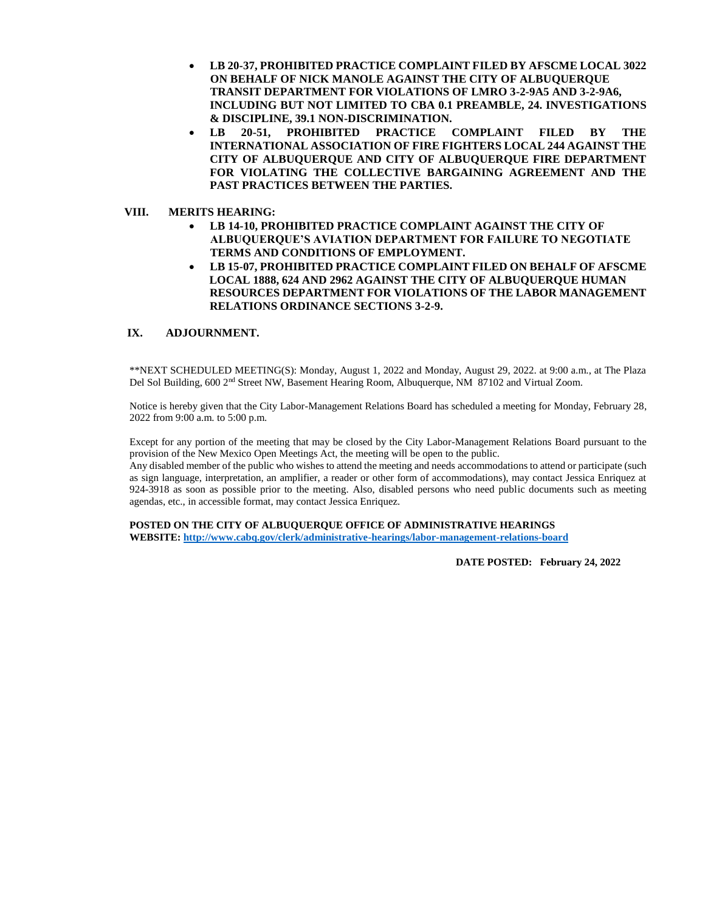- **LB 20-37, PROHIBITED PRACTICE COMPLAINT FILED BY AFSCME LOCAL 3022 ON BEHALF OF NICK MANOLE AGAINST THE CITY OF ALBUQUERQUE TRANSIT DEPARTMENT FOR VIOLATIONS OF LMRO 3-2-9A5 AND 3-2-9A6, INCLUDING BUT NOT LIMITED TO CBA 0.1 PREAMBLE, 24. INVESTIGATIONS & DISCIPLINE, 39.1 NON-DISCRIMINATION.**
- **LB 20-51, PROHIBITED PRACTICE COMPLAINT FILED BY THE INTERNATIONAL ASSOCIATION OF FIRE FIGHTERS LOCAL 244 AGAINST THE CITY OF ALBUQUERQUE AND CITY OF ALBUQUERQUE FIRE DEPARTMENT FOR VIOLATING THE COLLECTIVE BARGAINING AGREEMENT AND THE PAST PRACTICES BETWEEN THE PARTIES.**

**VIII. MERITS HEARING:**

- **LB 14-10, PROHIBITED PRACTICE COMPLAINT AGAINST THE CITY OF ALBUQUERQUE'S AVIATION DEPARTMENT FOR FAILURE TO NEGOTIATE TERMS AND CONDITIONS OF EMPLOYMENT.**
- **LB 15-07, PROHIBITED PRACTICE COMPLAINT FILED ON BEHALF OF AFSCME LOCAL 1888, 624 AND 2962 AGAINST THE CITY OF ALBUQUERQUE HUMAN RESOURCES DEPARTMENT FOR VIOLATIONS OF THE LABOR MANAGEMENT RELATIONS ORDINANCE SECTIONS 3-2-9.**

**IX. ADJOURNMENT.**

**NEXT SCHEDULED MEETING(S): Monday, August 1, 2022 and Monday, August 29, 2022. at 9:00 a.m., at The Plaza Del Sol Building, 600 2nd Street NW, Basement Hearing Room, Albuquerque, NM 87102 and Virtual Zoom.

Notice is hereby given that the City Labor-Management Relations Board has scheduled a meeting for Monday, February 28, 2022 from 9:00 a.m. to 5:00 p.m.

Except for any portion of the meeting that may be closed by the City Labor-Management Relations Board pursuant to the provision of the New Mexico Open Meetings Act, the meeting will be open to the public.
Any disabled member of the public who wishes to attend the meeting and needs accommodations to attend or participate (such as sign language, interpretation, an amplifier, a reader or other form of accommodations), may contact Jessica Enriquez at 924-3918 as soon as possible prior to the meeting. Also, disabled persons who need public documents such as meeting agendas, etc., in accessible format, may contact Jessica Enriquez.

**POSTED ON THE CITY OF ALBUQUERQUE OFFICE OF ADMINISTRATIVE HEARINGS WEBSITE: http://www.cabq.gov/clerk/administrative-hearings/labor-management-relations-board**

**DATE POSTED: February 24, 2022**